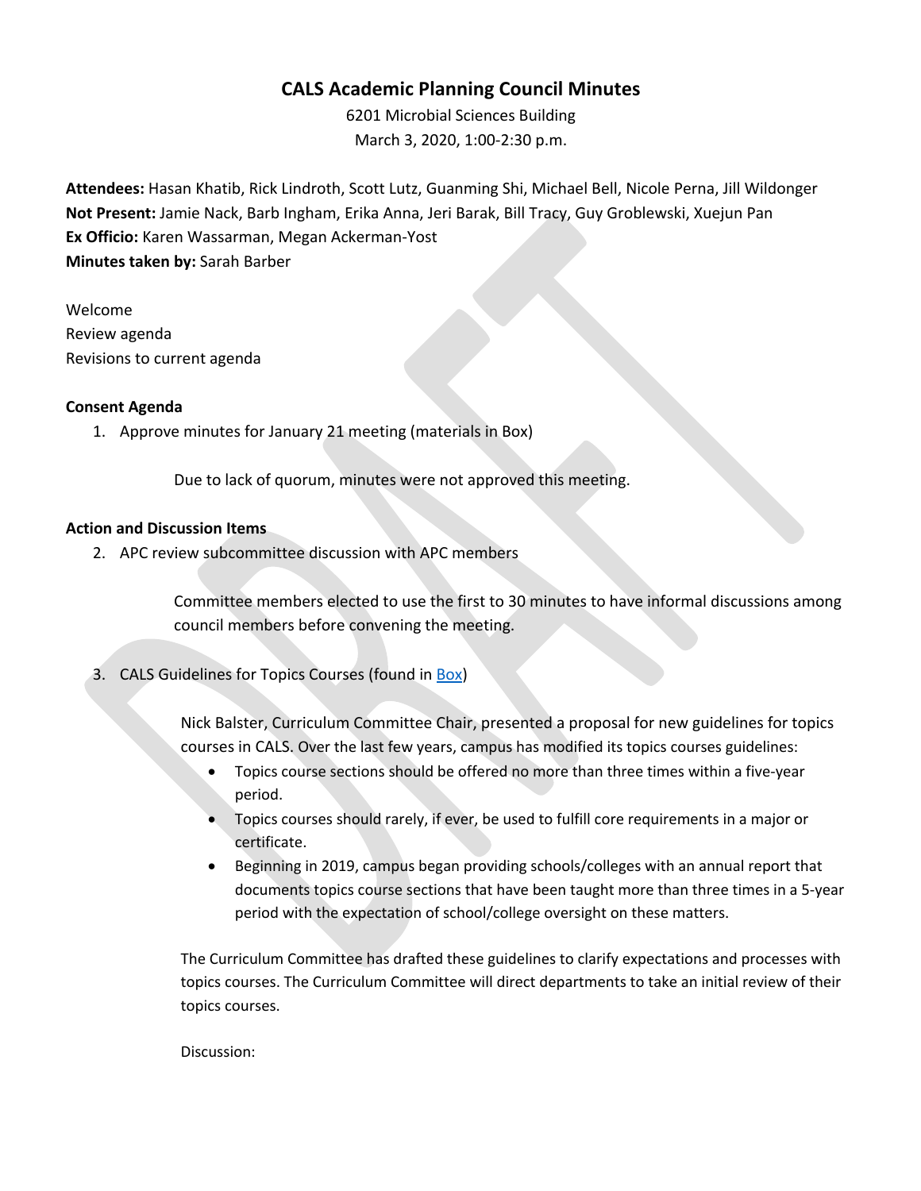# CALS Academic Planning Council Minutes

6201 Microbial Sciences Building
March 3, 2020, 1:00-2:30 p.m.

**Attendees:** Hasan Khatib, Rick Lindroth, Scott Lutz, Guanming Shi, Michael Bell, Nicole Perna, Jill Wildonger
**Not Present:** Jamie Nack, Barb Ingham, Erika Anna, Jeri Barak, Bill Tracy, Guy Groblewski, Xuejun Pan
**Ex Officio:** Karen Wassarman, Megan Ackerman-Yost
**Minutes taken by:** Sarah Barber

Welcome
Review agenda
Revisions to current agenda

**Consent Agenda**

1. Approve minutes for January 21 meeting (materials in Box)

   Due to lack of quorum, minutes were not approved this meeting.

**Action and Discussion Items**

2. APC review subcommittee discussion with APC members

   Committee members elected to use the first to 30 minutes to have informal discussions among council members before convening the meeting.

3. CALS Guidelines for Topics Courses (found in Box)

   Nick Balster, Curriculum Committee Chair, presented a proposal for new guidelines for topics courses in CALS. Over the last few years, campus has modified its topics courses guidelines:

   - Topics course sections should be offered no more than three times within a five-year period.
   - Topics courses should rarely, if ever, be used to fulfill core requirements in a major or certificate.
   - Beginning in 2019, campus began providing schools/colleges with an annual report that documents topics course sections that have been taught more than three times in a 5-year period with the expectation of school/college oversight on these matters.

   The Curriculum Committee has drafted these guidelines to clarify expectations and processes with topics courses. The Curriculum Committee will direct departments to take an initial review of their topics courses.

   Discussion: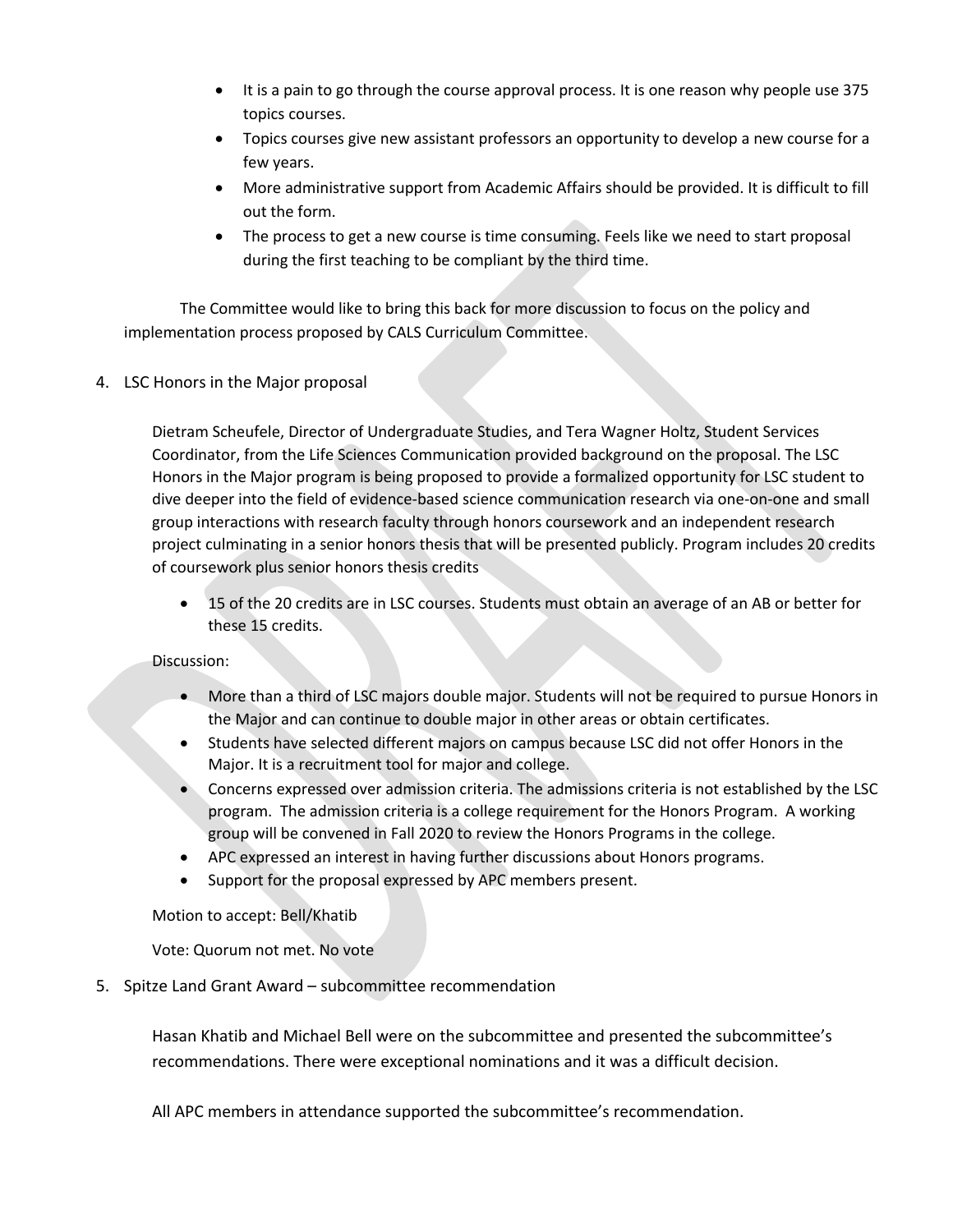- It is a pain to go through the course approval process. It is one reason why people use 375 topics courses.
- Topics courses give new assistant professors an opportunity to develop a new course for a few years.
- More administrative support from Academic Affairs should be provided. It is difficult to fill out the form.
- The process to get a new course is time consuming. Feels like we need to start proposal during the first teaching to be compliant by the third time.

The Committee would like to bring this back for more discussion to focus on the policy and implementation process proposed by CALS Curriculum Committee.

4. LSC Honors in the Major proposal

Dietram Scheufele, Director of Undergraduate Studies, and Tera Wagner Holtz, Student Services Coordinator, from the Life Sciences Communication provided background on the proposal. The LSC Honors in the Major program is being proposed to provide a formalized opportunity for LSC student to dive deeper into the field of evidence-based science communication research via one-on-one and small group interactions with research faculty through honors coursework and an independent research project culminating in a senior honors thesis that will be presented publicly. Program includes 20 credits of coursework plus senior honors thesis credits

- 15 of the 20 credits are in LSC courses. Students must obtain an average of an AB or better for these 15 credits.

Discussion:

- More than a third of LSC majors double major. Students will not be required to pursue Honors in the Major and can continue to double major in other areas or obtain certificates.
- Students have selected different majors on campus because LSC did not offer Honors in the Major. It is a recruitment tool for major and college.
- Concerns expressed over admission criteria. The admissions criteria is not established by the LSC program. The admission criteria is a college requirement for the Honors Program. A working group will be convened in Fall 2020 to review the Honors Programs in the college.
- APC expressed an interest in having further discussions about Honors programs.
- Support for the proposal expressed by APC members present.

Motion to accept: Bell/Khatib

Vote: Quorum not met. No vote

5. Spitze Land Grant Award – subcommittee recommendation

Hasan Khatib and Michael Bell were on the subcommittee and presented the subcommittee's recommendations. There were exceptional nominations and it was a difficult decision.

All APC members in attendance supported the subcommittee's recommendation.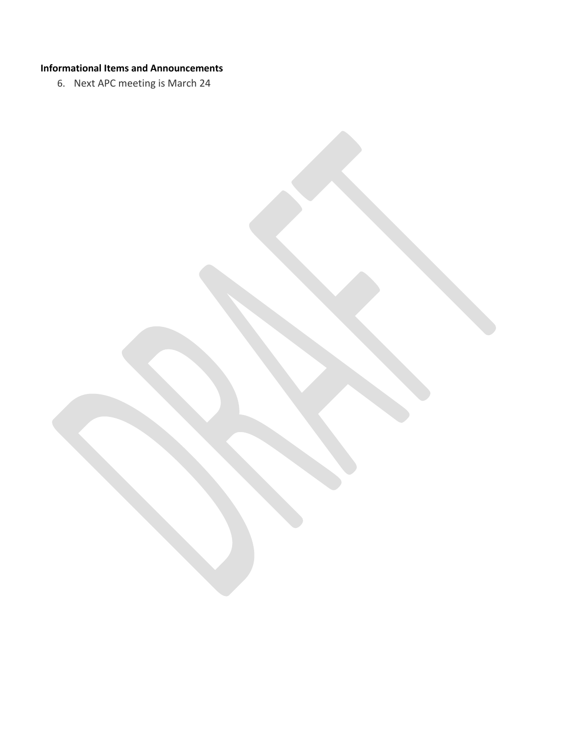**Informational Items and Announcements**

6. Next APC meeting is March 24